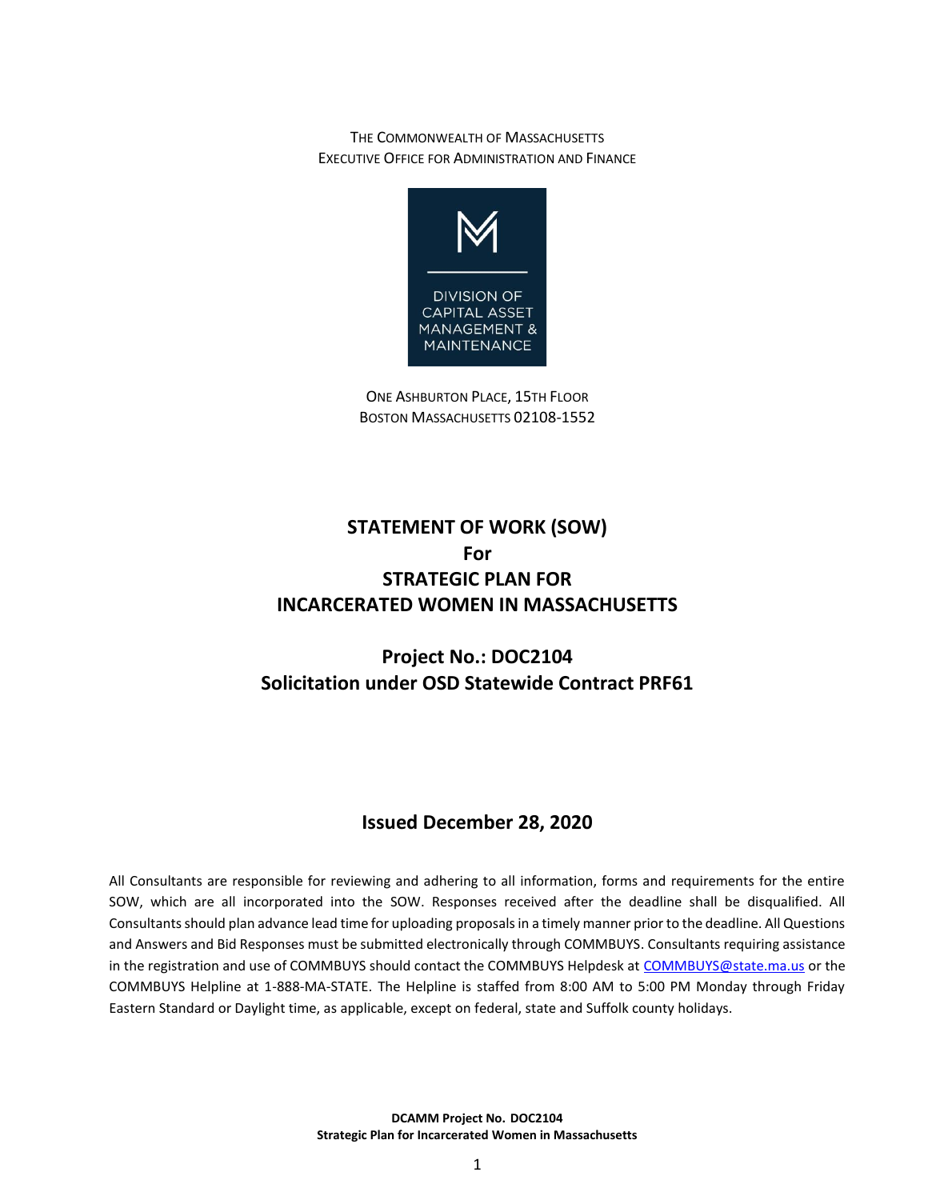THE COMMONWEALTH OF MASSACHUSETTS
EXECUTIVE OFFICE FOR ADMINISTRATION AND FINANCE

DIVISION OF CAPITAL ASSET MANAGEMENT & MAINTENANCE

ONE ASHBURTON PLACE, 15TH FLOOR
BOSTON MASSACHUSETTS 02108-1552

# STATEMENT OF WORK (SOW)
# For
# STRATEGIC PLAN FOR INCARCERATED WOMEN IN MASSACHUSETTS

## Project No.: DOC2104
## Solicitation under OSD Statewide Contract PRF61

## Issued December 28, 2020

All Consultants are responsible for reviewing and adhering to all information, forms and requirements for the entire SOW, which are all incorporated into the SOW. Responses received after the deadline shall be disqualified. All Consultants should plan advance lead time for uploading proposals in a timely manner prior to the deadline. All Questions and Answers and Bid Responses must be submitted electronically through COMMBUYS. Consultants requiring assistance in the registration and use of COMMBUYS should contact the COMMBUYS Helpdesk at COMMBUYS@state.ma.us or the COMMBUYS Helpline at 1-888-MA-STATE. The Helpline is staffed from 8:00 AM to 5:00 PM Monday through Friday Eastern Standard or Daylight time, as applicable, except on federal, state and Suffolk county holidays.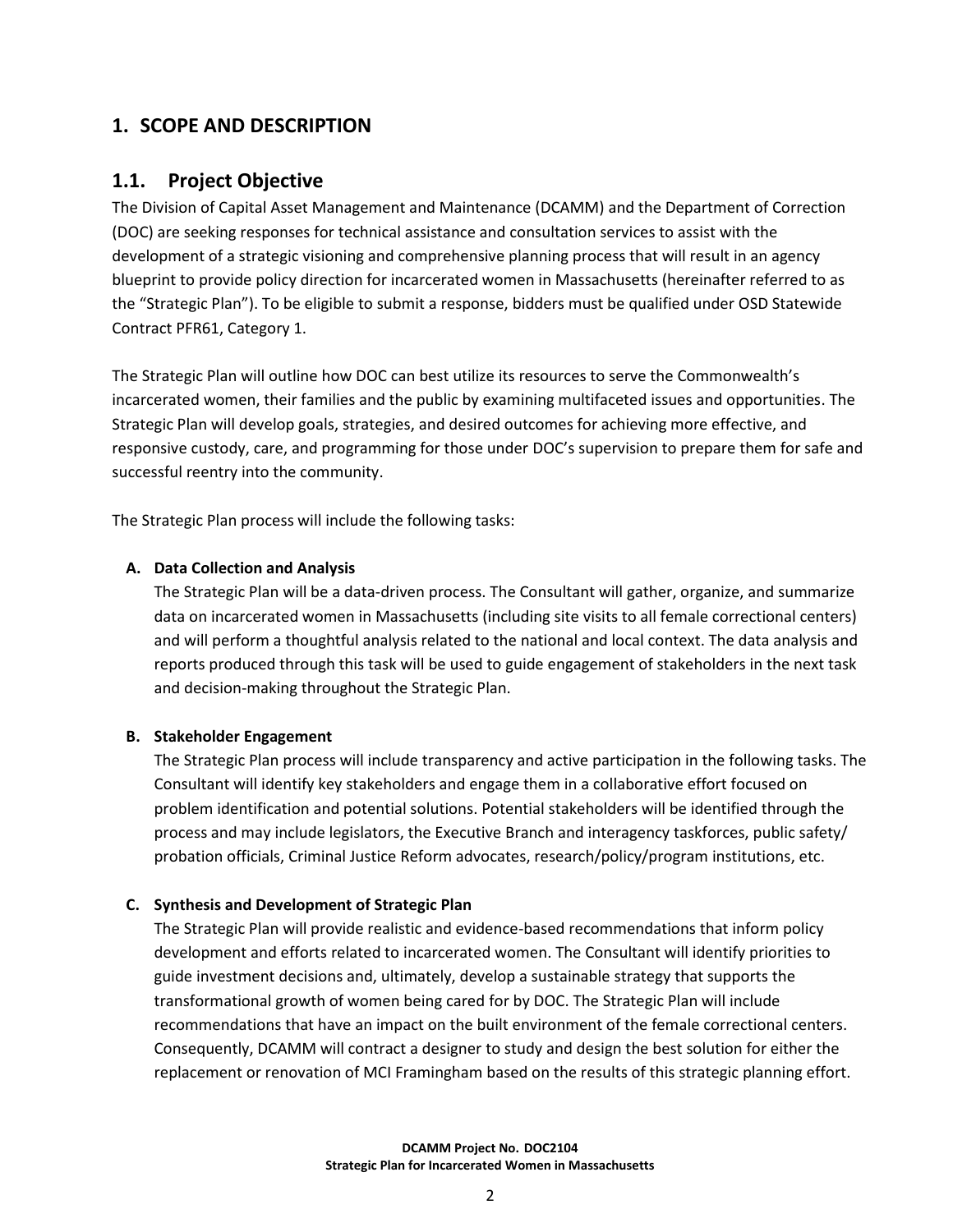# 1. SCOPE AND DESCRIPTION

## 1.1. Project Objective

The Division of Capital Asset Management and Maintenance (DCAMM) and the Department of Correction (DOC) are seeking responses for technical assistance and consultation services to assist with the development of a strategic visioning and comprehensive planning process that will result in an agency blueprint to provide policy direction for incarcerated women in Massachusetts (hereinafter referred to as the "Strategic Plan"). To be eligible to submit a response, bidders must be qualified under OSD Statewide Contract PFR61, Category 1.

The Strategic Plan will outline how DOC can best utilize its resources to serve the Commonwealth's incarcerated women, their families and the public by examining multifaceted issues and opportunities. The Strategic Plan will develop goals, strategies, and desired outcomes for achieving more effective, and responsive custody, care, and programming for those under DOC's supervision to prepare them for safe and successful reentry into the community.

The Strategic Plan process will include the following tasks:

**A. Data Collection and Analysis**

The Strategic Plan will be a data-driven process. The Consultant will gather, organize, and summarize data on incarcerated women in Massachusetts (including site visits to all female correctional centers) and will perform a thoughtful analysis related to the national and local context. The data analysis and reports produced through this task will be used to guide engagement of stakeholders in the next task and decision-making throughout the Strategic Plan.

**B. Stakeholder Engagement**

The Strategic Plan process will include transparency and active participation in the following tasks. The Consultant will identify key stakeholders and engage them in a collaborative effort focused on problem identification and potential solutions. Potential stakeholders will be identified through the process and may include legislators, the Executive Branch and interagency taskforces, public safety/ probation officials, Criminal Justice Reform advocates, research/policy/program institutions, etc.

**C. Synthesis and Development of Strategic Plan**

The Strategic Plan will provide realistic and evidence-based recommendations that inform policy development and efforts related to incarcerated women. The Consultant will identify priorities to guide investment decisions and, ultimately, develop a sustainable strategy that supports the transformational growth of women being cared for by DOC. The Strategic Plan will include recommendations that have an impact on the built environment of the female correctional centers. Consequently, DCAMM will contract a designer to study and design the best solution for either the replacement or renovation of MCI Framingham based on the results of this strategic planning effort.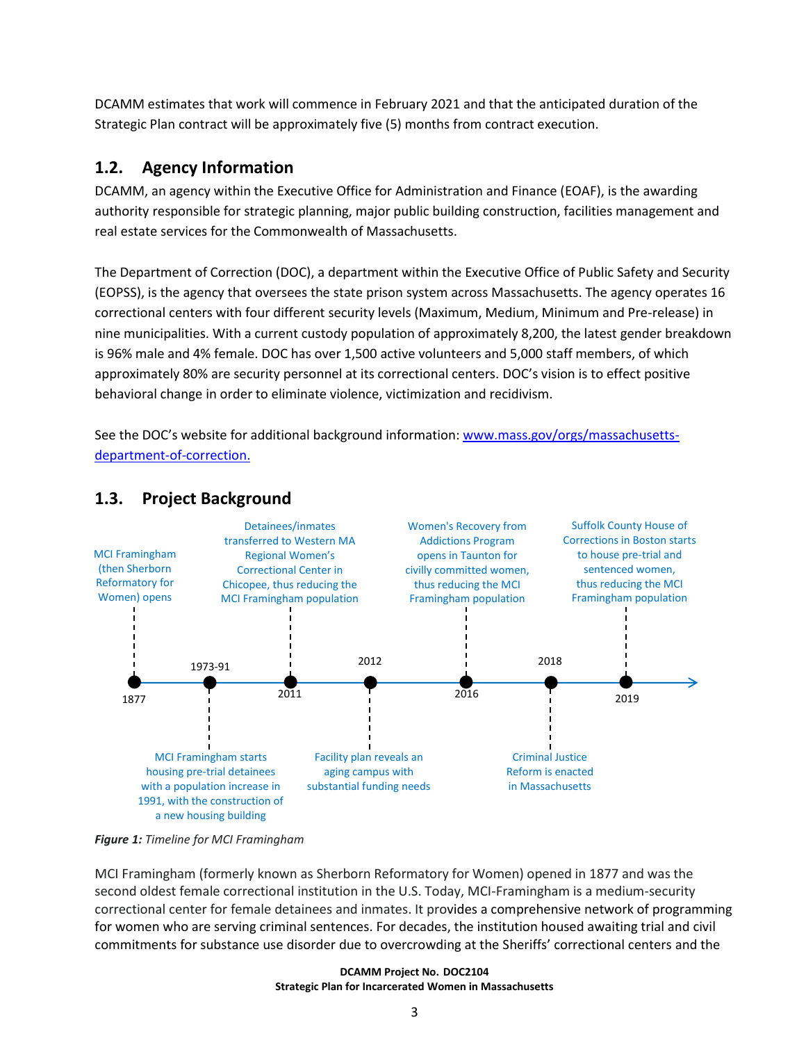DCAMM estimates that work will commence in February 2021 and that the anticipated duration of the Strategic Plan contract will be approximately five (5) months from contract execution.

## 1.2. Agency Information

DCAMM, an agency within the Executive Office for Administration and Finance (EOAF), is the awarding authority responsible for strategic planning, major public building construction, facilities management and real estate services for the Commonwealth of Massachusetts.

The Department of Correction (DOC), a department within the Executive Office of Public Safety and Security (EOPSS), is the agency that oversees the state prison system across Massachusetts. The agency operates 16 correctional centers with four different security levels (Maximum, Medium, Minimum and Pre-release) in nine municipalities. With a current custody population of approximately 8,200, the latest gender breakdown is 96% male and 4% female. DOC has over 1,500 active volunteers and 5,000 staff members, of which approximately 80% are security personnel at its correctional centers. DOC's vision is to effect positive behavioral change in order to eliminate violence, victimization and recidivism.

See the DOC's website for additional background information: [www.mass.gov/orgs/massachusetts-department-of-correction.](www.mass.gov/orgs/massachusetts-department-of-correction)

## 1.3. Project Background

1877
MCI Framingham (then Sherborn Reformatory for Women) opens

1973-91
MCI Framingham starts housing pre-trial detainees with a population increase in 1991, with the construction of a new housing building

2011
Detainees/inmates transferred to Western MA Regional Women's Correctional Center in Chicopee, thus reducing the MCI Framingham population

2012
Facility plan reveals an aging campus with substantial funding needs

2016
Women's Recovery from Addictions Program opens in Taunton for civilly committed women, thus reducing the MCI Framingham population

2018
Criminal Justice Reform is enacted in Massachusetts

2019
Suffolk County House of Corrections in Boston starts to house pre-trial and sentenced women, thus reducing the MCI Framingham population

***Figure 1:*** *Timeline for MCI Framingham*

MCI Framingham (formerly known as Sherborn Reformatory for Women) opened in 1877 and was the second oldest female correctional institution in the U.S. Today, MCI-Framingham is a medium-security correctional center for female detainees and inmates. It provides a comprehensive network of programming for women who are serving criminal sentences. For decades, the institution housed awaiting trial and civil commitments for substance use disorder due to overcrowding at the Sheriffs' correctional centers and the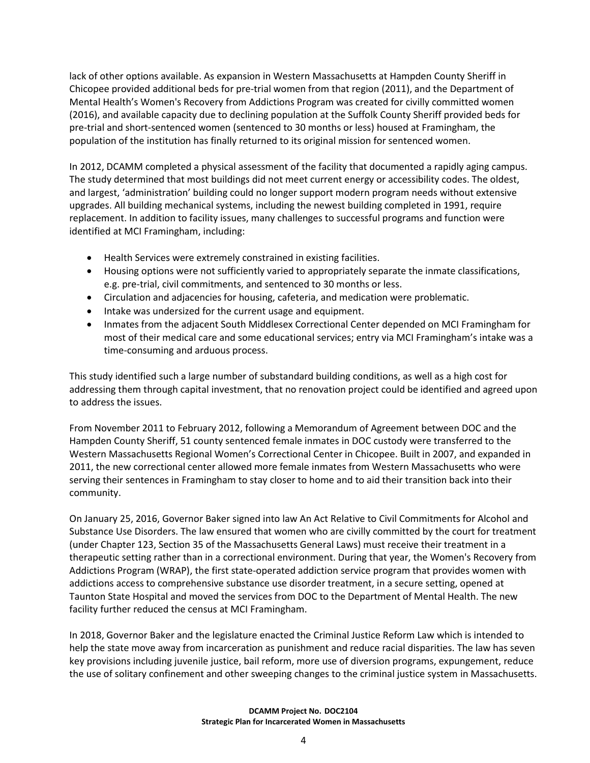lack of other options available. As expansion in Western Massachusetts at Hampden County Sheriff in Chicopee provided additional beds for pre-trial women from that region (2011), and the Department of Mental Health's Women's Recovery from Addictions Program was created for civilly committed women (2016), and available capacity due to declining population at the Suffolk County Sheriff provided beds for pre-trial and short-sentenced women (sentenced to 30 months or less) housed at Framingham, the population of the institution has finally returned to its original mission for sentenced women.

In 2012, DCAMM completed a physical assessment of the facility that documented a rapidly aging campus. The study determined that most buildings did not meet current energy or accessibility codes. The oldest, and largest, 'administration' building could no longer support modern program needs without extensive upgrades. All building mechanical systems, including the newest building completed in 1991, require replacement. In addition to facility issues, many challenges to successful programs and function were identified at MCI Framingham, including:

- Health Services were extremely constrained in existing facilities.
- Housing options were not sufficiently varied to appropriately separate the inmate classifications, e.g. pre-trial, civil commitments, and sentenced to 30 months or less.
- Circulation and adjacencies for housing, cafeteria, and medication were problematic.
- Intake was undersized for the current usage and equipment.
- Inmates from the adjacent South Middlesex Correctional Center depended on MCI Framingham for most of their medical care and some educational services; entry via MCI Framingham's intake was a time-consuming and arduous process.

This study identified such a large number of substandard building conditions, as well as a high cost for addressing them through capital investment, that no renovation project could be identified and agreed upon to address the issues.

From November 2011 to February 2012, following a Memorandum of Agreement between DOC and the Hampden County Sheriff, 51 county sentenced female inmates in DOC custody were transferred to the Western Massachusetts Regional Women's Correctional Center in Chicopee. Built in 2007, and expanded in 2011, the new correctional center allowed more female inmates from Western Massachusetts who were serving their sentences in Framingham to stay closer to home and to aid their transition back into their community.

On January 25, 2016, Governor Baker signed into law An Act Relative to Civil Commitments for Alcohol and Substance Use Disorders. The law ensured that women who are civilly committed by the court for treatment (under Chapter 123, Section 35 of the Massachusetts General Laws) must receive their treatment in a therapeutic setting rather than in a correctional environment. During that year, the Women's Recovery from Addictions Program (WRAP), the first state-operated addiction service program that provides women with addictions access to comprehensive substance use disorder treatment, in a secure setting, opened at Taunton State Hospital and moved the services from DOC to the Department of Mental Health. The new facility further reduced the census at MCI Framingham.

In 2018, Governor Baker and the legislature enacted the Criminal Justice Reform Law which is intended to help the state move away from incarceration as punishment and reduce racial disparities. The law has seven key provisions including juvenile justice, bail reform, more use of diversion programs, expungement, reduce the use of solitary confinement and other sweeping changes to the criminal justice system in Massachusetts.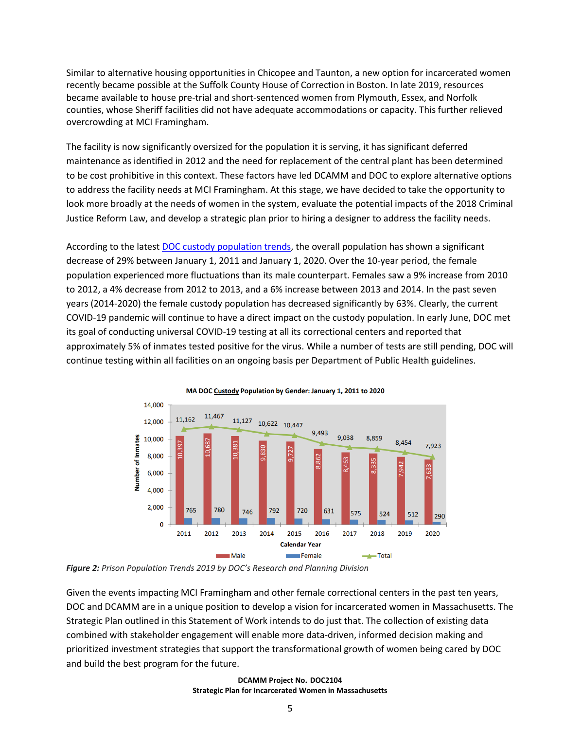Similar to alternative housing opportunities in Chicopee and Taunton, a new option for incarcerated women recently became possible at the Suffolk County House of Correction in Boston. In late 2019, resources became available to house pre-trial and short-sentenced women from Plymouth, Essex, and Norfolk counties, whose Sheriff facilities did not have adequate accommodations or capacity. This further relieved overcrowding at MCI Framingham.

The facility is now significantly oversized for the population it is serving, it has significant deferred maintenance as identified in 2012 and the need for replacement of the central plant has been determined to be cost prohibitive in this context. These factors have led DCAMM and DOC to explore alternative options to address the facility needs at MCI Framingham. At this stage, we have decided to take the opportunity to look more broadly at the needs of women in the system, evaluate the potential impacts of the 2018 Criminal Justice Reform Law, and develop a strategic plan prior to hiring a designer to address the facility needs.

According to the latest [DOC custody population trends](), the overall population has shown a significant decrease of 29% between January 1, 2011 and January 1, 2020. Over the 10-year period, the female population experienced more fluctuations than its male counterpart. Females saw a 9% increase from 2010 to 2012, a 4% decrease from 2012 to 2013, and a 6% increase between 2013 and 2014. In the past seven years (2014-2020) the female custody population has decreased significantly by 63%. Clearly, the current COVID-19 pandemic will continue to have a direct impact on the custody population. In early June, DOC met its goal of conducting universal COVID-19 testing at all its correctional centers and reported that approximately 5% of inmates tested positive for the virus. While a number of tests are still pending, DOC will continue testing within all facilities on an ongoing basis per Department of Public Health guidelines.

MA DOC Custody Population by Gender: January 1, 2011 to 2020

Number of Inmates

0
2,000
4,000
6,000
8,000
10,000
12,000
14,000

11,162 11,467 11,127 10,622 10,447 9,493 9,038 8,859 8,454 7,923

10,397 10,687 10,381 9,830 9,727 8,862 8,463 8,335 7,942 7,633

765 780 746 792 720 631 575 524 512 290

2011 2012 2013 2014 2015 2016 2017 2018 2019 2020

Calendar Year

Male Female Total

***Figure 2:*** *Prison Population Trends 2019 by DOC's Research and Planning Division*

Given the events impacting MCI Framingham and other female correctional centers in the past ten years, DOC and DCAMM are in a unique position to develop a vision for incarcerated women in Massachusetts. The Strategic Plan outlined in this Statement of Work intends to do just that. The collection of existing data combined with stakeholder engagement will enable more data-driven, informed decision making and prioritized investment strategies that support the transformational growth of women being cared by DOC and build the best program for the future.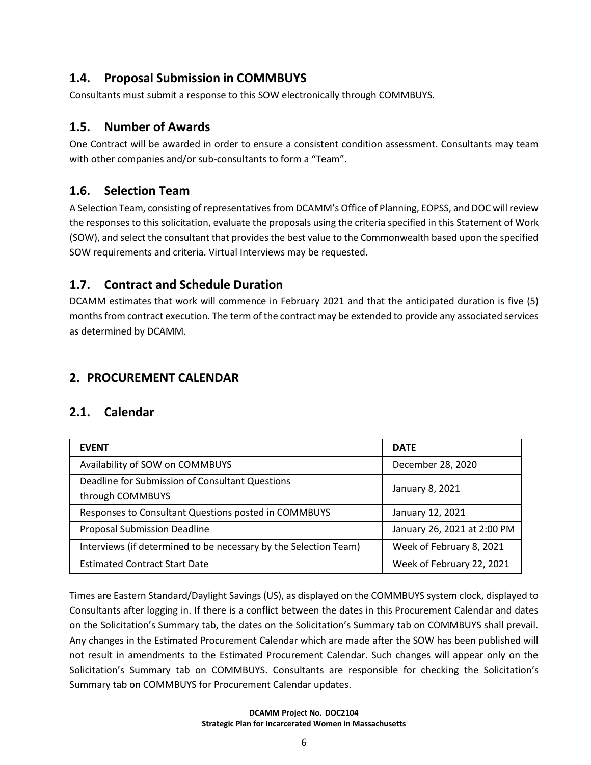## 1.4. Proposal Submission in COMMBUYS

Consultants must submit a response to this SOW electronically through COMMBUYS.

## 1.5. Number of Awards

One Contract will be awarded in order to ensure a consistent condition assessment. Consultants may team with other companies and/or sub-consultants to form a "Team".

## 1.6. Selection Team

A Selection Team, consisting of representatives from DCAMM's Office of Planning, EOPSS, and DOC will review the responses to this solicitation, evaluate the proposals using the criteria specified in this Statement of Work (SOW), and select the consultant that provides the best value to the Commonwealth based upon the specified SOW requirements and criteria. Virtual Interviews may be requested.

## 1.7. Contract and Schedule Duration

DCAMM estimates that work will commence in February 2021 and that the anticipated duration is five (5) months from contract execution. The term of the contract may be extended to provide any associated services as determined by DCAMM.

# 2. PROCUREMENT CALENDAR

## 2.1. Calendar

| EVENT | DATE |
|---|---|
| Availability of SOW on COMMBUYS | December 28, 2020 |
| Deadline for Submission of Consultant Questions through COMMBUYS | January 8, 2021 |
| Responses to Consultant Questions posted in COMMBUYS | January 12, 2021 |
| Proposal Submission Deadline | January 26, 2021 at 2:00 PM |
| Interviews (if determined to be necessary by the Selection Team) | Week of February 8, 2021 |
| Estimated Contract Start Date | Week of February 22, 2021 |

Times are Eastern Standard/Daylight Savings (US), as displayed on the COMMBUYS system clock, displayed to Consultants after logging in. If there is a conflict between the dates in this Procurement Calendar and dates on the Solicitation's Summary tab, the dates on the Solicitation's Summary tab on COMMBUYS shall prevail. Any changes in the Estimated Procurement Calendar which are made after the SOW has been published will not result in amendments to the Estimated Procurement Calendar. Such changes will appear only on the Solicitation's Summary tab on COMMBUYS. Consultants are responsible for checking the Solicitation's Summary tab on COMMBUYS for Procurement Calendar updates.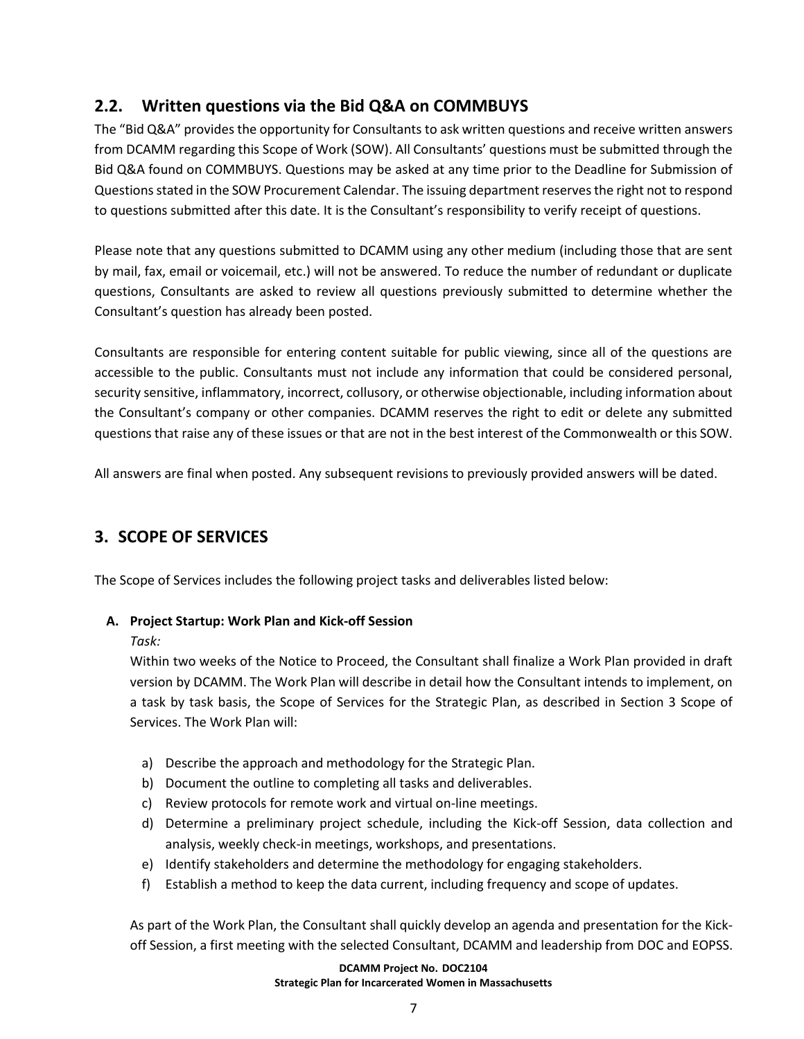## 2.2. Written questions via the Bid Q&A on COMMBUYS

The "Bid Q&A" provides the opportunity for Consultants to ask written questions and receive written answers from DCAMM regarding this Scope of Work (SOW). All Consultants' questions must be submitted through the Bid Q&A found on COMMBUYS. Questions may be asked at any time prior to the Deadline for Submission of Questions stated in the SOW Procurement Calendar. The issuing department reserves the right not to respond to questions submitted after this date. It is the Consultant's responsibility to verify receipt of questions.

Please note that any questions submitted to DCAMM using any other medium (including those that are sent by mail, fax, email or voicemail, etc.) will not be answered. To reduce the number of redundant or duplicate questions, Consultants are asked to review all questions previously submitted to determine whether the Consultant's question has already been posted.

Consultants are responsible for entering content suitable for public viewing, since all of the questions are accessible to the public. Consultants must not include any information that could be considered personal, security sensitive, inflammatory, incorrect, collusory, or otherwise objectionable, including information about the Consultant's company or other companies. DCAMM reserves the right to edit or delete any submitted questions that raise any of these issues or that are not in the best interest of the Commonwealth or this SOW.

All answers are final when posted. Any subsequent revisions to previously provided answers will be dated.

# 3. SCOPE OF SERVICES

The Scope of Services includes the following project tasks and deliverables listed below:

**A. Project Startup: Work Plan and Kick-off Session**

*Task:*

Within two weeks of the Notice to Proceed, the Consultant shall finalize a Work Plan provided in draft version by DCAMM. The Work Plan will describe in detail how the Consultant intends to implement, on a task by task basis, the Scope of Services for the Strategic Plan, as described in Section 3 Scope of Services. The Work Plan will:

a) Describe the approach and methodology for the Strategic Plan.
b) Document the outline to completing all tasks and deliverables.
c) Review protocols for remote work and virtual on-line meetings.
d) Determine a preliminary project schedule, including the Kick-off Session, data collection and analysis, weekly check-in meetings, workshops, and presentations.
e) Identify stakeholders and determine the methodology for engaging stakeholders.
f) Establish a method to keep the data current, including frequency and scope of updates.

As part of the Work Plan, the Consultant shall quickly develop an agenda and presentation for the Kick-off Session, a first meeting with the selected Consultant, DCAMM and leadership from DOC and EOPSS.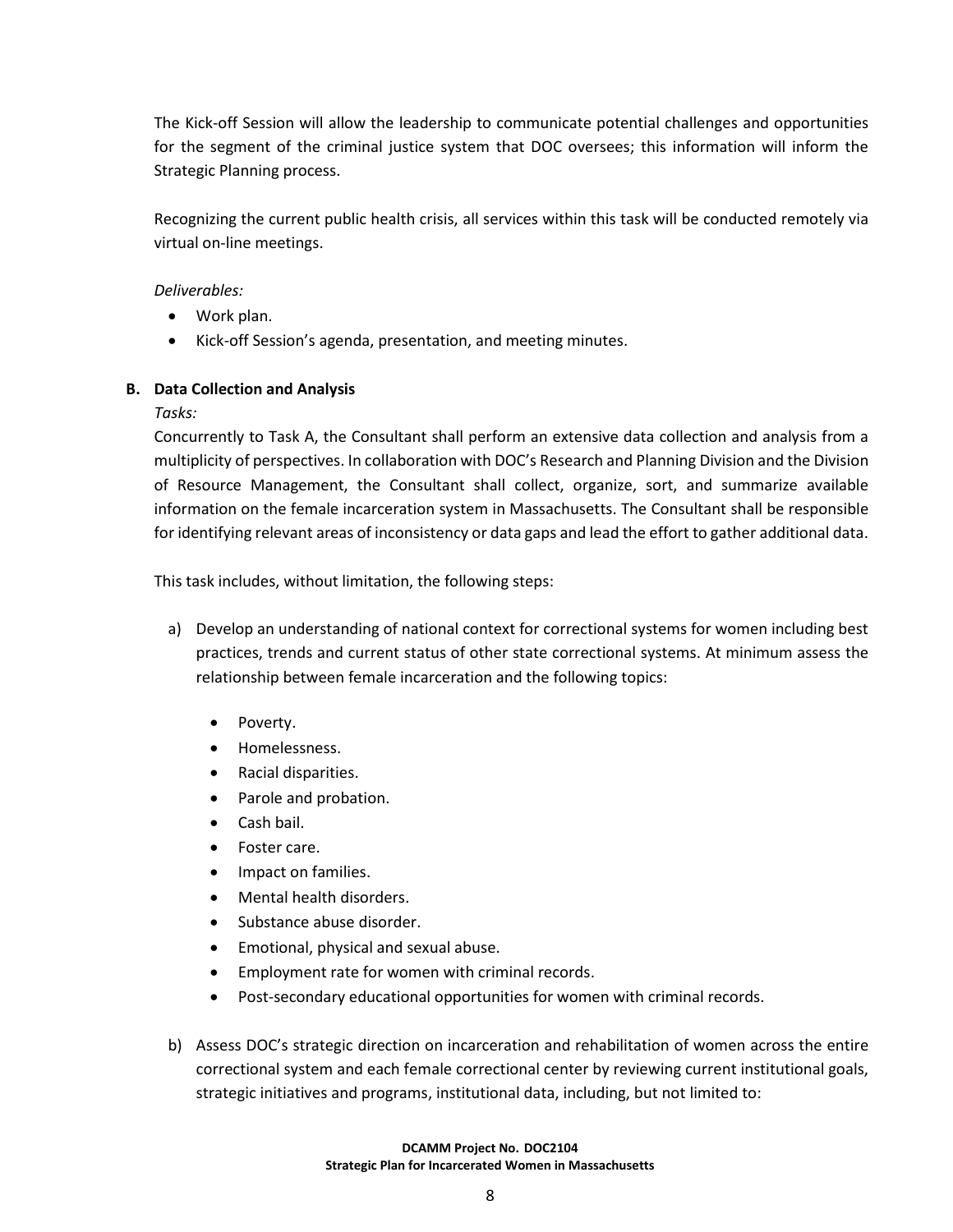The Kick-off Session will allow the leadership to communicate potential challenges and opportunities for the segment of the criminal justice system that DOC oversees; this information will inform the Strategic Planning process.

Recognizing the current public health crisis, all services within this task will be conducted remotely via virtual on-line meetings.

*Deliverables:*

- Work plan.
- Kick-off Session's agenda, presentation, and meeting minutes.

### B. Data Collection and Analysis

*Tasks:*

Concurrently to Task A, the Consultant shall perform an extensive data collection and analysis from a multiplicity of perspectives. In collaboration with DOC's Research and Planning Division and the Division of Resource Management, the Consultant shall collect, organize, sort, and summarize available information on the female incarceration system in Massachusetts. The Consultant shall be responsible for identifying relevant areas of inconsistency or data gaps and lead the effort to gather additional data.

This task includes, without limitation, the following steps:

a) Develop an understanding of national context for correctional systems for women including best practices, trends and current status of other state correctional systems. At minimum assess the relationship between female incarceration and the following topics:

   - Poverty.
   - Homelessness.
   - Racial disparities.
   - Parole and probation.
   - Cash bail.
   - Foster care.
   - Impact on families.
   - Mental health disorders.
   - Substance abuse disorder.
   - Emotional, physical and sexual abuse.
   - Employment rate for women with criminal records.
   - Post-secondary educational opportunities for women with criminal records.

b) Assess DOC's strategic direction on incarceration and rehabilitation of women across the entire correctional system and each female correctional center by reviewing current institutional goals, strategic initiatives and programs, institutional data, including, but not limited to: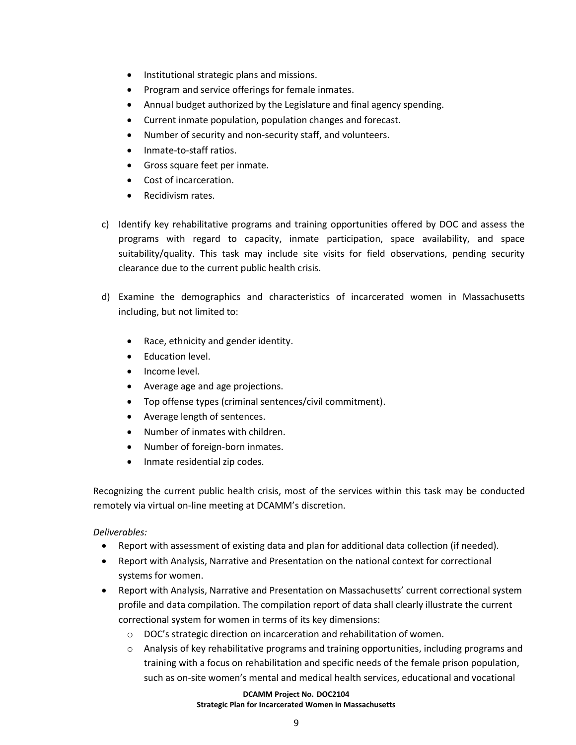- Institutional strategic plans and missions.
- Program and service offerings for female inmates.
- Annual budget authorized by the Legislature and final agency spending.
- Current inmate population, population changes and forecast.
- Number of security and non-security staff, and volunteers.
- Inmate-to-staff ratios.
- Gross square feet per inmate.
- Cost of incarceration.
- Recidivism rates.

c) Identify key rehabilitative programs and training opportunities offered by DOC and assess the programs with regard to capacity, inmate participation, space availability, and space suitability/quality. This task may include site visits for field observations, pending security clearance due to the current public health crisis.

d) Examine the demographics and characteristics of incarcerated women in Massachusetts including, but not limited to:

- Race, ethnicity and gender identity.
- Education level.
- Income level.
- Average age and age projections.
- Top offense types (criminal sentences/civil commitment).
- Average length of sentences.
- Number of inmates with children.
- Number of foreign-born inmates.
- Inmate residential zip codes.

Recognizing the current public health crisis, most of the services within this task may be conducted remotely via virtual on-line meeting at DCAMM's discretion.

*Deliverables:*

- Report with assessment of existing data and plan for additional data collection (if needed).
- Report with Analysis, Narrative and Presentation on the national context for correctional systems for women.
- Report with Analysis, Narrative and Presentation on Massachusetts' current correctional system profile and data compilation. The compilation report of data shall clearly illustrate the current correctional system for women in terms of its key dimensions:
  - DOC's strategic direction on incarceration and rehabilitation of women.
  - Analysis of key rehabilitative programs and training opportunities, including programs and training with a focus on rehabilitation and specific needs of the female prison population, such as on-site women's mental and medical health services, educational and vocational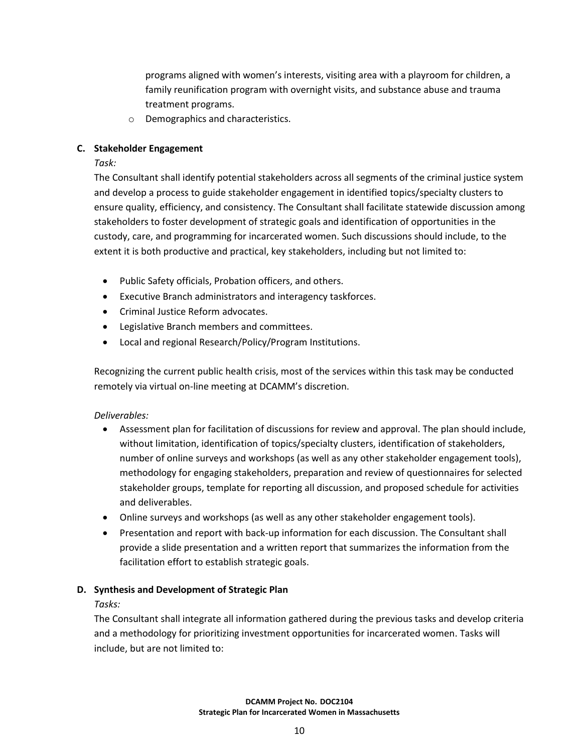programs aligned with women's interests, visiting area with a playroom for children, a family reunification program with overnight visits, and substance abuse and trauma treatment programs.

- Demographics and characteristics.

**C. Stakeholder Engagement**

*Task:*

The Consultant shall identify potential stakeholders across all segments of the criminal justice system and develop a process to guide stakeholder engagement in identified topics/specialty clusters to ensure quality, efficiency, and consistency. The Consultant shall facilitate statewide discussion among stakeholders to foster development of strategic goals and identification of opportunities in the custody, care, and programming for incarcerated women. Such discussions should include, to the extent it is both productive and practical, key stakeholders, including but not limited to:

- Public Safety officials, Probation officers, and others.
- Executive Branch administrators and interagency taskforces.
- Criminal Justice Reform advocates.
- Legislative Branch members and committees.
- Local and regional Research/Policy/Program Institutions.

Recognizing the current public health crisis, most of the services within this task may be conducted remotely via virtual on-line meeting at DCAMM's discretion.

*Deliverables:*

- Assessment plan for facilitation of discussions for review and approval. The plan should include, without limitation, identification of topics/specialty clusters, identification of stakeholders, number of online surveys and workshops (as well as any other stakeholder engagement tools), methodology for engaging stakeholders, preparation and review of questionnaires for selected stakeholder groups, template for reporting all discussion, and proposed schedule for activities and deliverables.
- Online surveys and workshops (as well as any other stakeholder engagement tools).
- Presentation and report with back-up information for each discussion. The Consultant shall provide a slide presentation and a written report that summarizes the information from the facilitation effort to establish strategic goals.

**D. Synthesis and Development of Strategic Plan**

*Tasks:*

The Consultant shall integrate all information gathered during the previous tasks and develop criteria and a methodology for prioritizing investment opportunities for incarcerated women. Tasks will include, but are not limited to: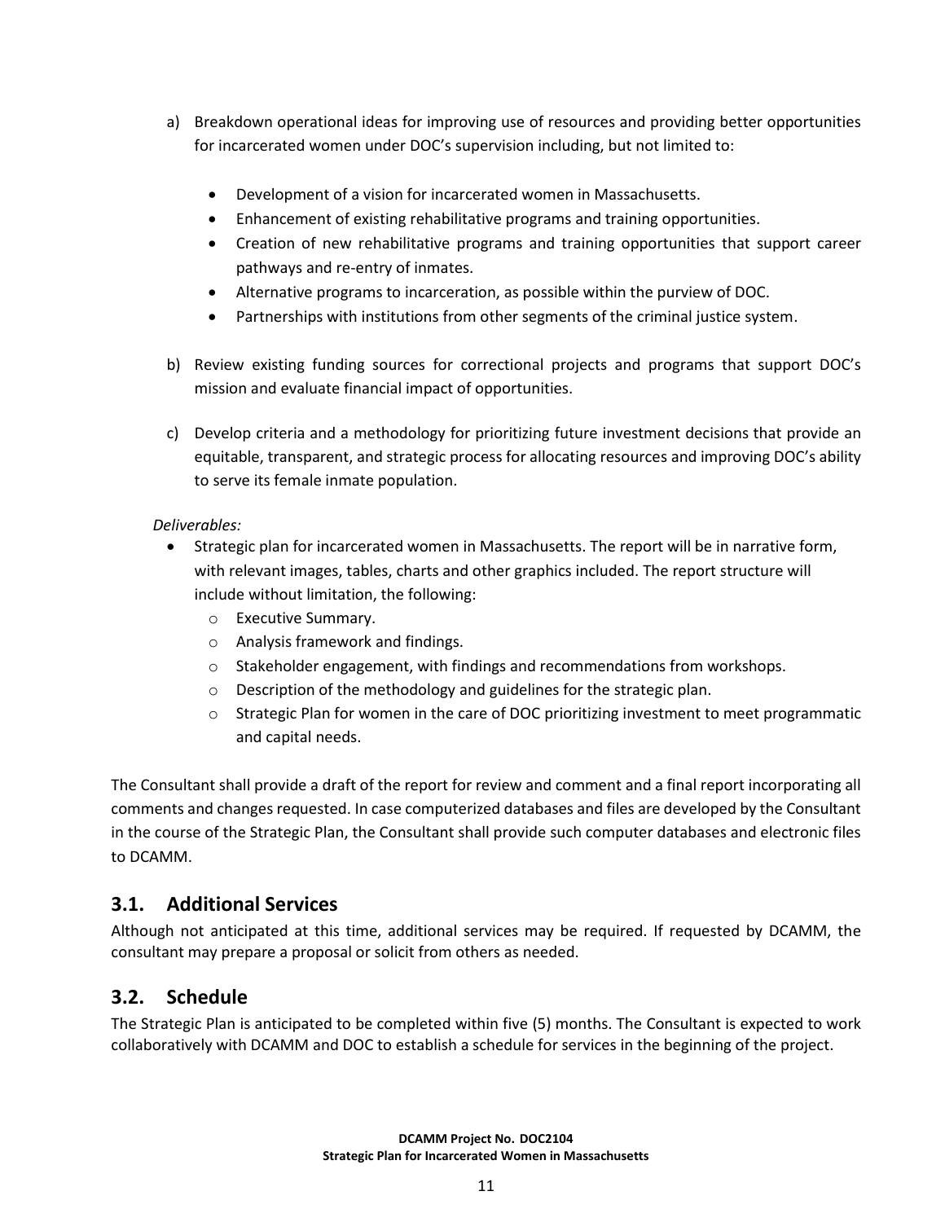a) Breakdown operational ideas for improving use of resources and providing better opportunities for incarcerated women under DOC's supervision including, but not limited to:

   - Development of a vision for incarcerated women in Massachusetts.
   - Enhancement of existing rehabilitative programs and training opportunities.
   - Creation of new rehabilitative programs and training opportunities that support career pathways and re-entry of inmates.
   - Alternative programs to incarceration, as possible within the purview of DOC.
   - Partnerships with institutions from other segments of the criminal justice system.

b) Review existing funding sources for correctional projects and programs that support DOC's mission and evaluate financial impact of opportunities.

c) Develop criteria and a methodology for prioritizing future investment decisions that provide an equitable, transparent, and strategic process for allocating resources and improving DOC's ability to serve its female inmate population.

*Deliverables:*

- Strategic plan for incarcerated women in Massachusetts. The report will be in narrative form, with relevant images, tables, charts and other graphics included. The report structure will include without limitation, the following:
  - Executive Summary.
  - Analysis framework and findings.
  - Stakeholder engagement, with findings and recommendations from workshops.
  - Description of the methodology and guidelines for the strategic plan.
  - Strategic Plan for women in the care of DOC prioritizing investment to meet programmatic and capital needs.

The Consultant shall provide a draft of the report for review and comment and a final report incorporating all comments and changes requested. In case computerized databases and files are developed by the Consultant in the course of the Strategic Plan, the Consultant shall provide such computer databases and electronic files to DCAMM.

## 3.1. Additional Services

Although not anticipated at this time, additional services may be required. If requested by DCAMM, the consultant may prepare a proposal or solicit from others as needed.

## 3.2. Schedule

The Strategic Plan is anticipated to be completed within five (5) months. The Consultant is expected to work collaboratively with DCAMM and DOC to establish a schedule for services in the beginning of the project.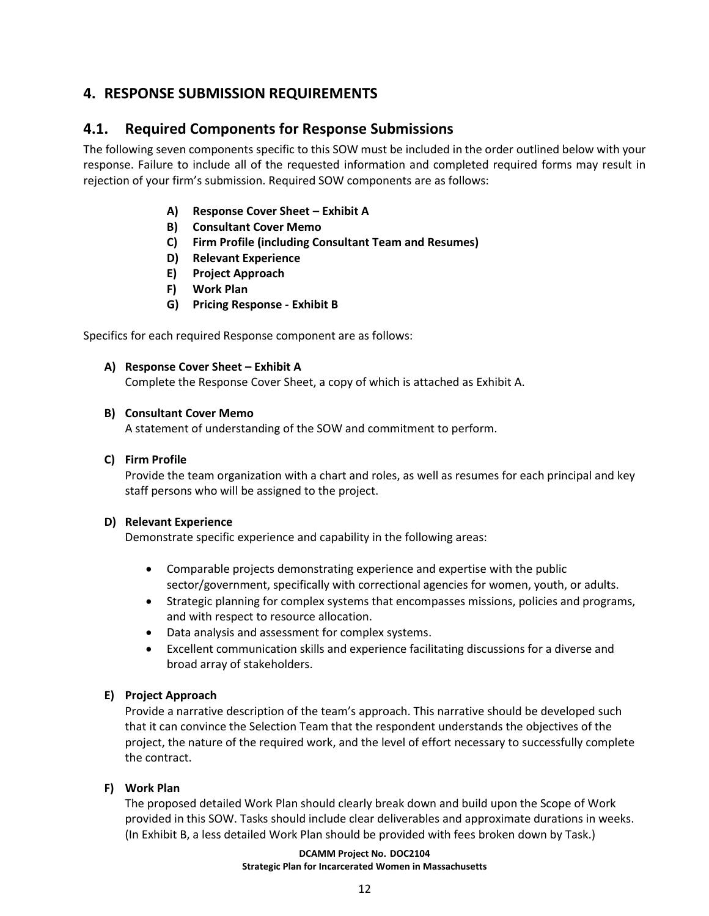# 4. RESPONSE SUBMISSION REQUIREMENTS

## 4.1. Required Components for Response Submissions

The following seven components specific to this SOW must be included in the order outlined below with your response. Failure to include all of the requested information and completed required forms may result in rejection of your firm's submission. Required SOW components are as follows:

- **A) Response Cover Sheet – Exhibit A**
- **B) Consultant Cover Memo**
- **C) Firm Profile (including Consultant Team and Resumes)**
- **D) Relevant Experience**
- **E) Project Approach**
- **F) Work Plan**
- **G) Pricing Response - Exhibit B**

Specifics for each required Response component are as follows:

**A) Response Cover Sheet – Exhibit A**
Complete the Response Cover Sheet, a copy of which is attached as Exhibit A.

**B) Consultant Cover Memo**
A statement of understanding of the SOW and commitment to perform.

**C) Firm Profile**
Provide the team organization with a chart and roles, as well as resumes for each principal and key staff persons who will be assigned to the project.

**D) Relevant Experience**
Demonstrate specific experience and capability in the following areas:

- Comparable projects demonstrating experience and expertise with the public sector/government, specifically with correctional agencies for women, youth, or adults.
- Strategic planning for complex systems that encompasses missions, policies and programs, and with respect to resource allocation.
- Data analysis and assessment for complex systems.
- Excellent communication skills and experience facilitating discussions for a diverse and broad array of stakeholders.

**E) Project Approach**
Provide a narrative description of the team's approach. This narrative should be developed such that it can convince the Selection Team that the respondent understands the objectives of the project, the nature of the required work, and the level of effort necessary to successfully complete the contract.

**F) Work Plan**
The proposed detailed Work Plan should clearly break down and build upon the Scope of Work provided in this SOW. Tasks should include clear deliverables and approximate durations in weeks. (In Exhibit B, a less detailed Work Plan should be provided with fees broken down by Task.)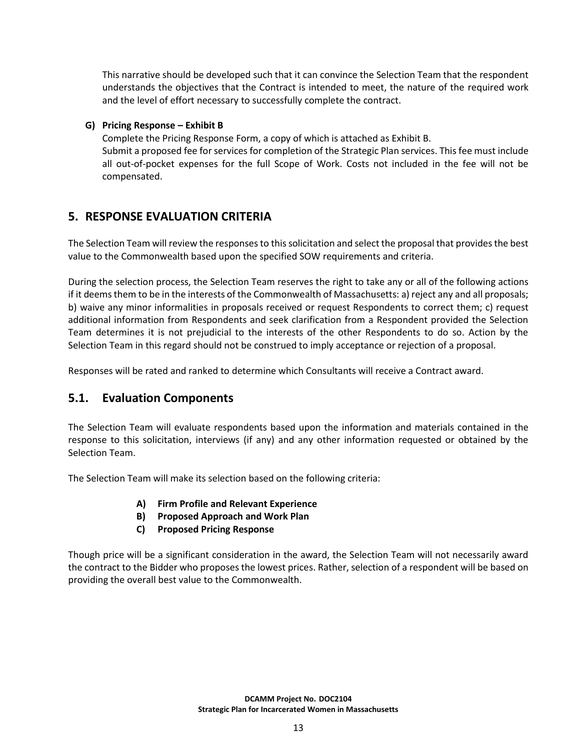This narrative should be developed such that it can convince the Selection Team that the respondent understands the objectives that the Contract is intended to meet, the nature of the required work and the level of effort necessary to successfully complete the contract.

**G) Pricing Response – Exhibit B**

Complete the Pricing Response Form, a copy of which is attached as Exhibit B.

Submit a proposed fee for services for completion of the Strategic Plan services. This fee must include all out-of-pocket expenses for the full Scope of Work. Costs not included in the fee will not be compensated.

## 5. RESPONSE EVALUATION CRITERIA

The Selection Team will review the responses to this solicitation and select the proposal that provides the best value to the Commonwealth based upon the specified SOW requirements and criteria.

During the selection process, the Selection Team reserves the right to take any or all of the following actions if it deems them to be in the interests of the Commonwealth of Massachusetts: a) reject any and all proposals; b) waive any minor informalities in proposals received or request Respondents to correct them; c) request additional information from Respondents and seek clarification from a Respondent provided the Selection Team determines it is not prejudicial to the interests of the other Respondents to do so. Action by the Selection Team in this regard should not be construed to imply acceptance or rejection of a proposal.

Responses will be rated and ranked to determine which Consultants will receive a Contract award.

## 5.1. Evaluation Components

The Selection Team will evaluate respondents based upon the information and materials contained in the response to this solicitation, interviews (if any) and any other information requested or obtained by the Selection Team.

The Selection Team will make its selection based on the following criteria:

- **A) Firm Profile and Relevant Experience**
- **B) Proposed Approach and Work Plan**
- **C) Proposed Pricing Response**

Though price will be a significant consideration in the award, the Selection Team will not necessarily award the contract to the Bidder who proposes the lowest prices. Rather, selection of a respondent will be based on providing the overall best value to the Commonwealth.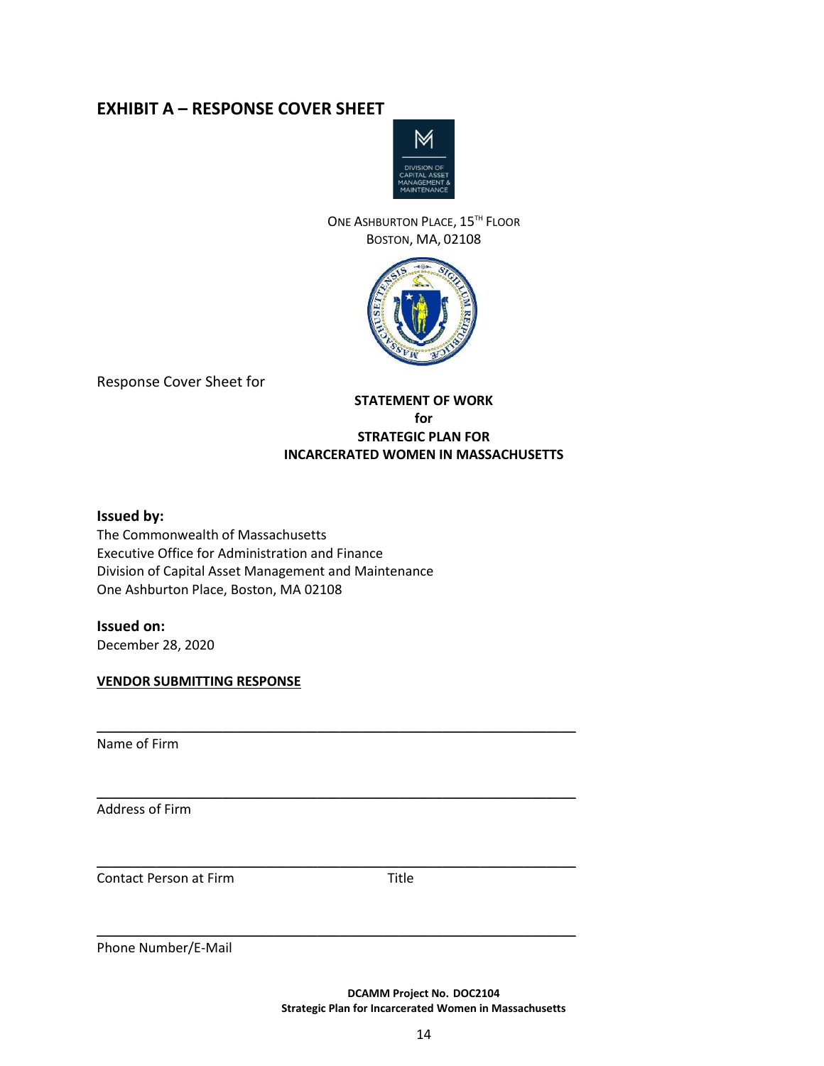## EXHIBIT A – RESPONSE COVER SHEET

ONE ASHBURTON PLACE, 15TH FLOOR
BOSTON, MA, 02108

Response Cover Sheet for

**STATEMENT OF WORK**
**for**
**STRATEGIC PLAN FOR**
**INCARCERATED WOMEN IN MASSACHUSETTS**

**Issued by:**
The Commonwealth of Massachusetts
Executive Office for Administration and Finance
Division of Capital Asset Management and Maintenance
One Ashburton Place, Boston, MA 02108

**Issued on:**
December 28, 2020

**VENDOR SUBMITTING RESPONSE**

\_\_\_\_\_\_\_\_\_\_\_\_\_\_\_\_\_\_\_\_\_\_\_\_\_\_\_\_\_\_\_\_\_\_\_\_\_\_\_\_\_\_\_\_\_\_\_\_\_\_\_\_\_\_\_\_
Name of Firm

\_\_\_\_\_\_\_\_\_\_\_\_\_\_\_\_\_\_\_\_\_\_\_\_\_\_\_\_\_\_\_\_\_\_\_\_\_\_\_\_\_\_\_\_\_\_\_\_\_\_\_\_\_\_\_\_
Address of Firm

\_\_\_\_\_\_\_\_\_\_\_\_\_\_\_\_\_\_\_\_\_\_\_\_\_\_\_\_\_\_\_\_\_\_\_\_\_\_\_\_\_\_\_\_\_\_\_\_\_\_\_\_\_\_\_\_
Contact Person at Firm Title

\_\_\_\_\_\_\_\_\_\_\_\_\_\_\_\_\_\_\_\_\_\_\_\_\_\_\_\_\_\_\_\_\_\_\_\_\_\_\_\_\_\_\_\_\_\_\_\_\_\_\_\_\_\_\_\_
Phone Number/E-Mail

**DCAMM Project No. DOC2104**
**Strategic Plan for Incarcerated Women in Massachusetts**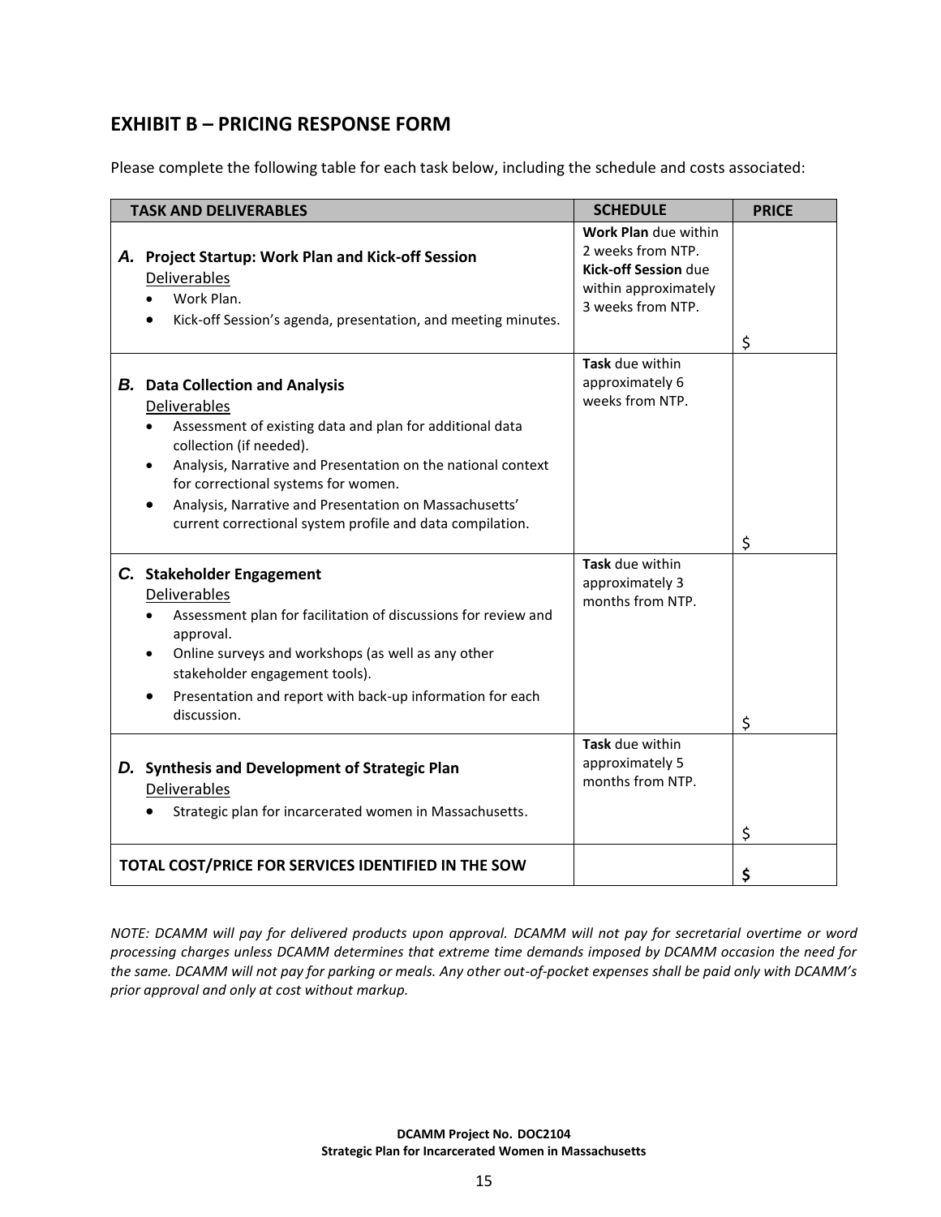## EXHIBIT B – PRICING RESPONSE FORM

Please complete the following table for each task below, including the schedule and costs associated:

| TASK AND DELIVERABLES | SCHEDULE | PRICE |
|---|---|---|
| ***A.* Project Startup: Work Plan and Kick-off Session**<br>Deliverables<br>• Work Plan.<br>• Kick-off Session's agenda, presentation, and meeting minutes. | **Work Plan** due within 2 weeks from NTP.<br>**Kick-off Session** due within approximately 3 weeks from NTP. | $ |
| ***B.* Data Collection and Analysis**<br>Deliverables<br>• Assessment of existing data and plan for additional data collection (if needed).<br>• Analysis, Narrative and Presentation on the national context for correctional systems for women.<br>• Analysis, Narrative and Presentation on Massachusetts' current correctional system profile and data compilation. | **Task** due within approximately 6 weeks from NTP. | $ |
| ***C.* Stakeholder Engagement**<br>Deliverables<br>• Assessment plan for facilitation of discussions for review and approval.<br>• Online surveys and workshops (as well as any other stakeholder engagement tools).<br>• Presentation and report with back-up information for each discussion. | **Task** due within approximately 3 months from NTP. | $ |
| ***D.* Synthesis and Development of Strategic Plan**<br>Deliverables<br>• Strategic plan for incarcerated women in Massachusetts. | **Task** due within approximately 5 months from NTP. | $ |
| **TOTAL COST/PRICE FOR SERVICES IDENTIFIED IN THE SOW** | | **$** |

*NOTE: DCAMM will pay for delivered products upon approval. DCAMM will not pay for secretarial overtime or word processing charges unless DCAMM determines that extreme time demands imposed by DCAMM occasion the need for the same. DCAMM will not pay for parking or meals. Any other out-of-pocket expenses shall be paid only with DCAMM's prior approval and only at cost without markup.*